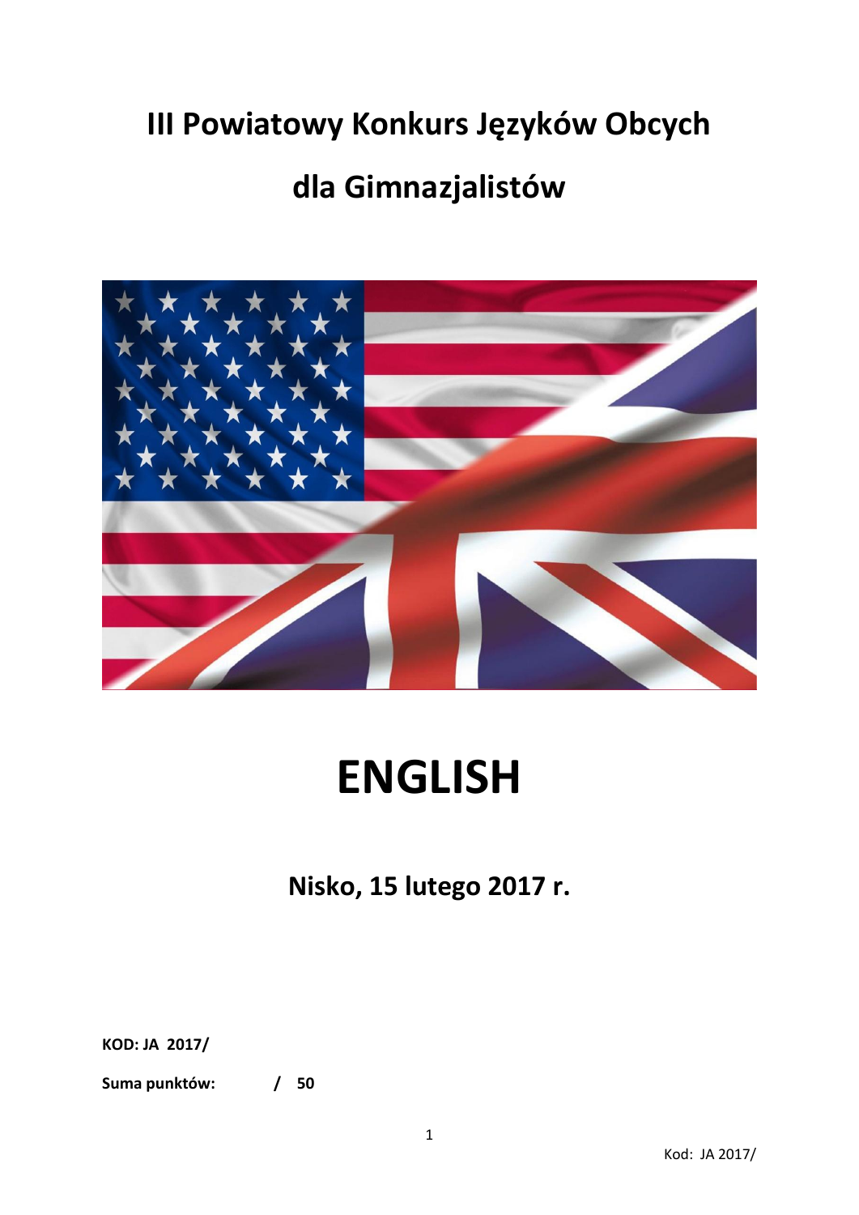# III Powiatowy Konkurs Języków Obcych

# dla Gimnazjalistów

# ENGLISH

**Nisko, 15 lutego 2017 r.**

**KOD: JA 2017/**

**Suma punktów: / 50**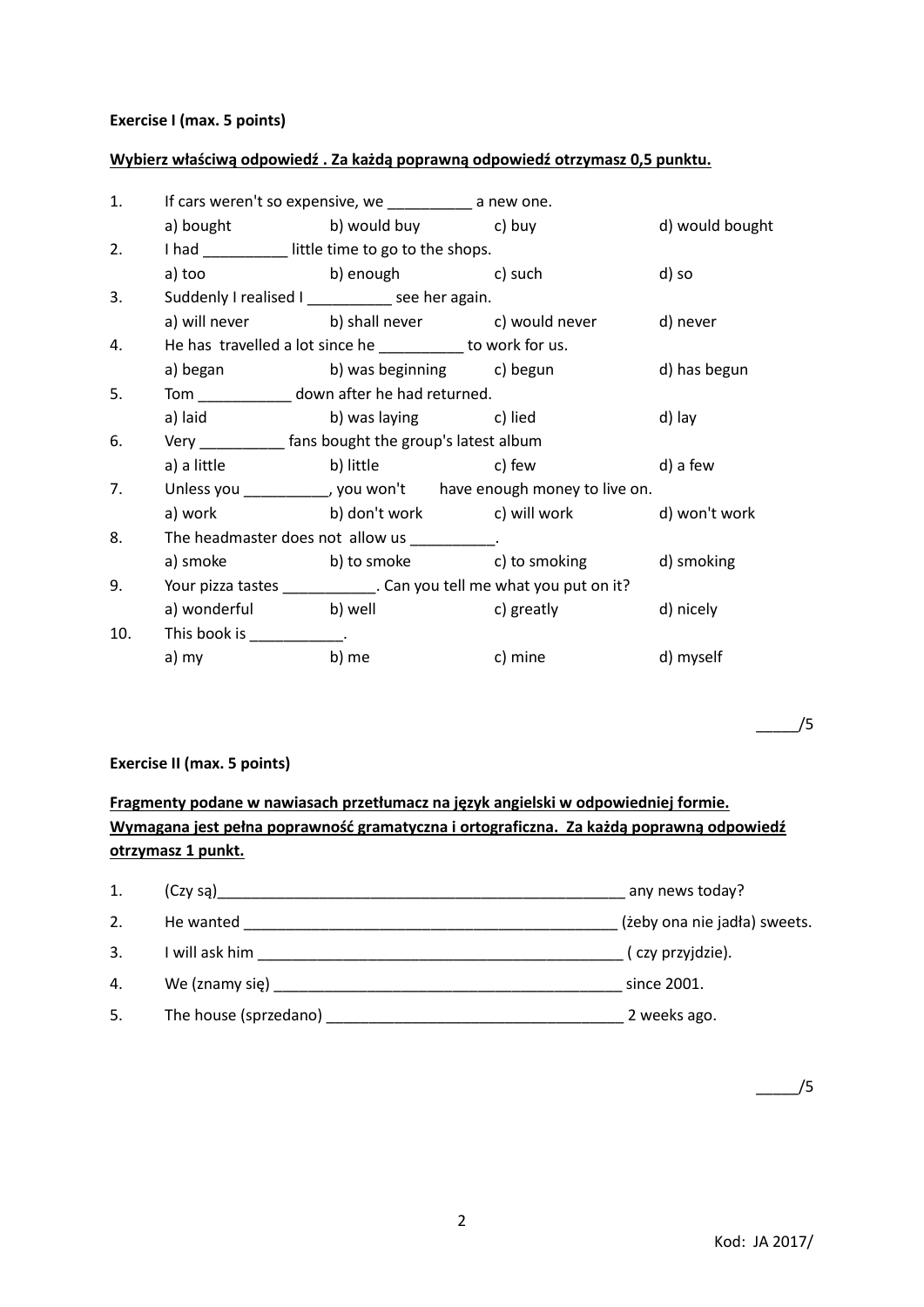**Exercise I (max. 5 points)**

**<u>Wybierz właściwą odpowiedź . Za każdą poprawną odpowiedź otrzymasz 0,5 punktu.</u>**

1. If cars weren't so expensive, we __________ a new one.
   a) bought  b) would buy  c) buy  d) would bought
2. I had __________ little time to go to the shops.
   a) too  b) enough  c) such  d) so
3. Suddenly I realised I __________ see her again.
   a) will never  b) shall never  c) would never  d) never
4. He has travelled a lot since he __________ to work for us.
   a) began  b) was beginning  c) begun  d) has begun
5. Tom ___________ down after he had returned.
   a) laid  b) was laying  c) lied  d) lay
6. Very __________ fans bought the group's latest album
   a) a little  b) little  c) few  d) a few
7. Unless you __________, you won't have enough money to live on.
   a) work  b) don't work  c) will work  d) won't work
8. The headmaster does not allow us __________.
   a) smoke  b) to smoke  c) to smoking  d) smoking
9. Your pizza tastes ___________. Can you tell me what you put on it?
   a) wonderful  b) well  c) greatly  d) nicely
10. This book is ___________.
    a) my  b) me  c) mine  d) myself

_____/5

**Exercise II (max. 5 points)**

**<u>Fragmenty podane w nawiasach przetłumacz na język angielski w odpowiedniej formie. Wymagana jest pełna poprawność gramatyczna i ortograficzna. Za każdą poprawną odpowiedź otrzymasz 1 punkt.</u>**

1. (Czy są)__________________________________________________ any news today?
2. He wanted _____________________________________________ (żeby ona nie jadła) sweets.
3. I will ask him ____________________________________________ ( czy przyjdzie).
4. We (znamy się) _________________________________________ since 2001.
5. The house (sprzedano) ___________________________________ 2 weeks ago.

_____/5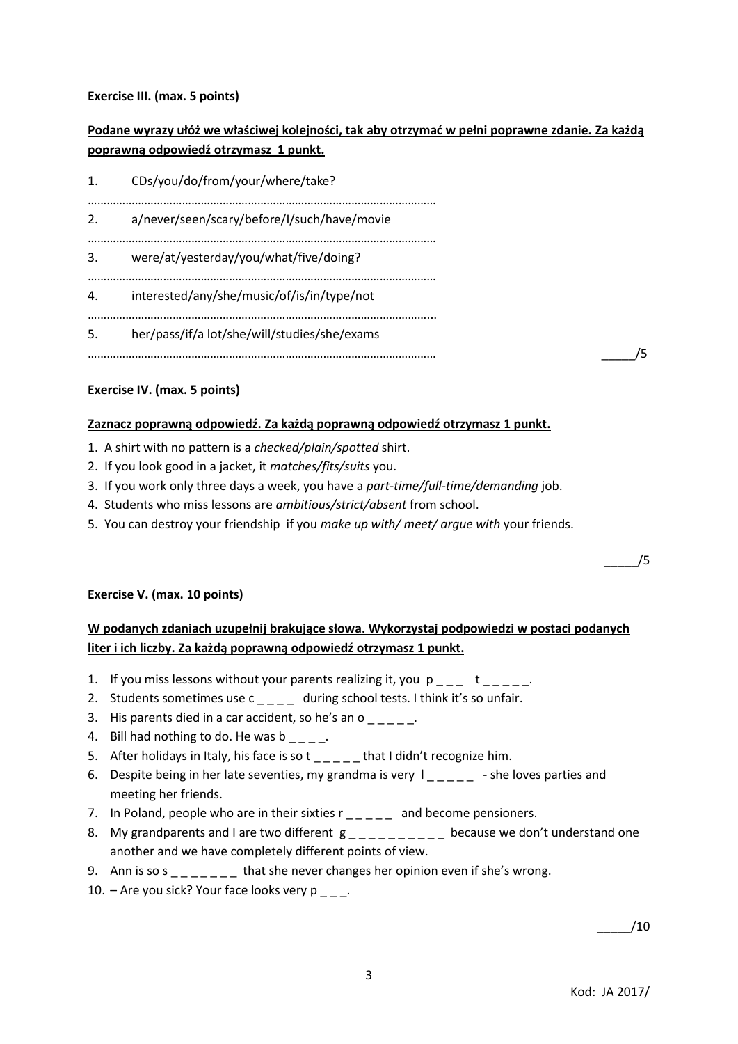**Exercise III. (max. 5 points)**

**Podane wyrazy ułóż we właściwej kolejności, tak aby otrzymać w pełni poprawne zdanie. Za każdą poprawną odpowiedź otrzymasz 1 punkt.**

1. CDs/you/do/from/your/where/take?

……………………………………………………………………………………………………

2. a/never/seen/scary/before/I/such/have/movie

……………………………………………………………………………………………………

3. were/at/yesterday/you/what/five/doing?

……………………………………………………………………………………………………

4. interested/any/she/music/of/is/in/type/not

……………………………………………………………………………………………………..

5. her/pass/if/a lot/she/will/studies/she/exams

…………………………………………………………………………………………………… _____/5

**Exercise IV. (max. 5 points)**

**Zaznacz poprawną odpowiedź. Za każdą poprawną odpowiedź otrzymasz 1 punkt.**

1. A shirt with no pattern is a *checked/plain/spotted* shirt.
2. If you look good in a jacket, it *matches/fits/suits* you.
3. If you work only three days a week, you have a *part-time/full-time/demanding* job.
4. Students who miss lessons are *ambitious/strict/absent* from school.
5. You can destroy your friendship if you *make up with/ meet/ argue with* your friends.

_____/5

**Exercise V. (max. 10 points)**

**W podanych zdaniach uzupełnij brakujące słowa. Wykorzystaj podpowiedzi w postaci podanych liter i ich liczby. Za każdą poprawną odpowiedź otrzymasz 1 punkt.**

1. If you miss lessons without your parents realizing it, you p _ _ _ t _ _ _ _ _.
2. Students sometimes use c _ _ _ _ during school tests. I think it's so unfair.
3. His parents died in a car accident, so he's an o _ _ _ _ _.
4. Bill had nothing to do. He was b _ _ _ _.
5. After holidays in Italy, his face is so t _ _ _ _ _ that I didn't recognize him.
6. Despite being in her late seventies, my grandma is very l _ _ _ _ _ - she loves parties and meeting her friends.
7. In Poland, people who are in their sixties r _ _ _ _ _ and become pensioners.
8. My grandparents and I are two different g _ _ _ _ _ _ _ _ _ _ because we don't understand one another and we have completely different points of view.
9. Ann is so s _ _ _ _ _ _ _ that she never changes her opinion even if she's wrong.
10. – Are you sick? Your face looks very p _ _ _.

_____/10

Kod: JA 2017/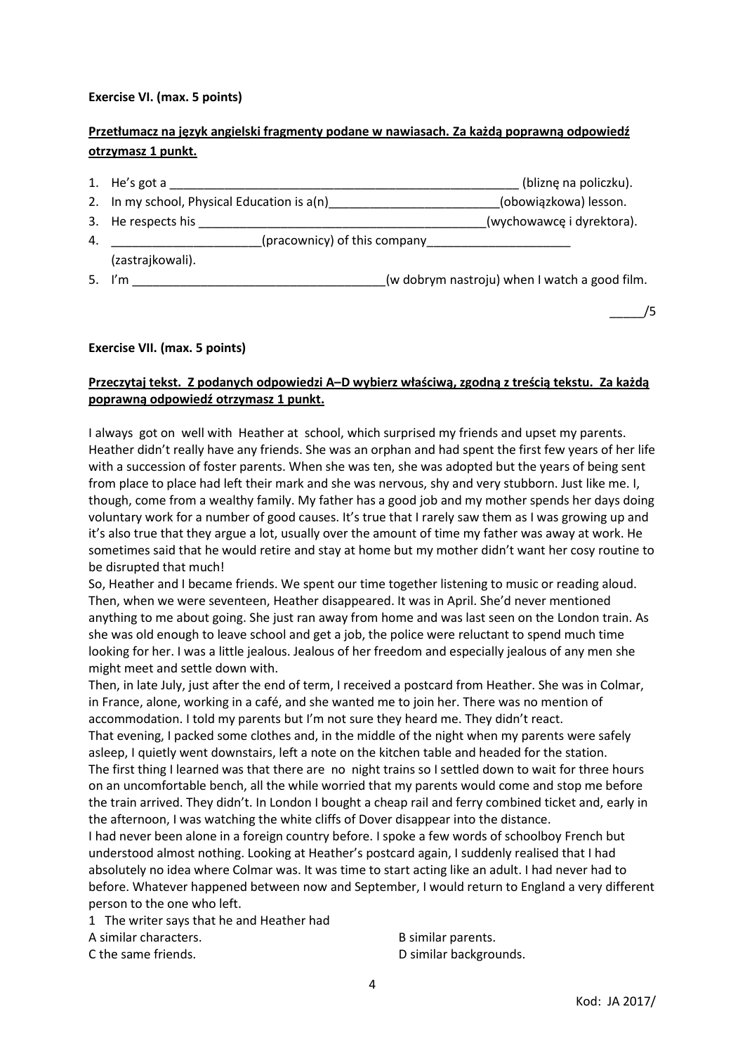**Exercise VI. (max. 5 points)**

**Przetłumacz na język angielski fragmenty podane w nawiasach. Za każdą poprawną odpowiedź otrzymasz 1 punkt.**

1. He's got a _____________________________________________________ (bliznę na policzku).
2. In my school, Physical Education is a(n)_________________________(obowiązkowa) lesson.
3. He respects his __________________________________________(wychowawcę i dyrektora).
4. ______________________(pracownicy) of this company_____________________ (zastrajkowali).
5. I'm _____________________________________(w dobrym nastroju) when I watch a good film.

_____/5

**Exercise VII. (max. 5 points)**

**Przeczytaj tekst. Z podanych odpowiedzi A–D wybierz właściwą, zgodną z treścią tekstu. Za każdą poprawną odpowiedź otrzymasz 1 punkt.**

I always got on well with Heather at school, which surprised my friends and upset my parents. Heather didn't really have any friends. She was an orphan and had spent the first few years of her life with a succession of foster parents. When she was ten, she was adopted but the years of being sent from place to place had left their mark and she was nervous, shy and very stubborn. Just like me. I, though, come from a wealthy family. My father has a good job and my mother spends her days doing voluntary work for a number of good causes. It's true that I rarely saw them as I was growing up and it's also true that they argue a lot, usually over the amount of time my father was away at work. He sometimes said that he would retire and stay at home but my mother didn't want her cosy routine to be disrupted that much!

So, Heather and I became friends. We spent our time together listening to music or reading aloud. Then, when we were seventeen, Heather disappeared. It was in April. She'd never mentioned anything to me about going. She just ran away from home and was last seen on the London train. As she was old enough to leave school and get a job, the police were reluctant to spend much time looking for her. I was a little jealous. Jealous of her freedom and especially jealous of any men she might meet and settle down with.

Then, in late July, just after the end of term, I received a postcard from Heather. She was in Colmar, in France, alone, working in a café, and she wanted me to join her. There was no mention of accommodation. I told my parents but I'm not sure they heard me. They didn't react.

That evening, I packed some clothes and, in the middle of the night when my parents were safely asleep, I quietly went downstairs, left a note on the kitchen table and headed for the station.

The first thing I learned was that there are no night trains so I settled down to wait for three hours on an uncomfortable bench, all the while worried that my parents would come and stop me before the train arrived. They didn't. In London I bought a cheap rail and ferry combined ticket and, early in the afternoon, I was watching the white cliffs of Dover disappear into the distance.

I had never been alone in a foreign country before. I spoke a few words of schoolboy French but understood almost nothing. Looking at Heather's postcard again, I suddenly realised that I had absolutely no idea where Colmar was. It was time to start acting like an adult. I had never had to before. Whatever happened between now and September, I would return to England a very different person to the one who left.

1 The writer says that he and Heather had

A similar characters.
B similar parents.
C the same friends.
D similar backgrounds.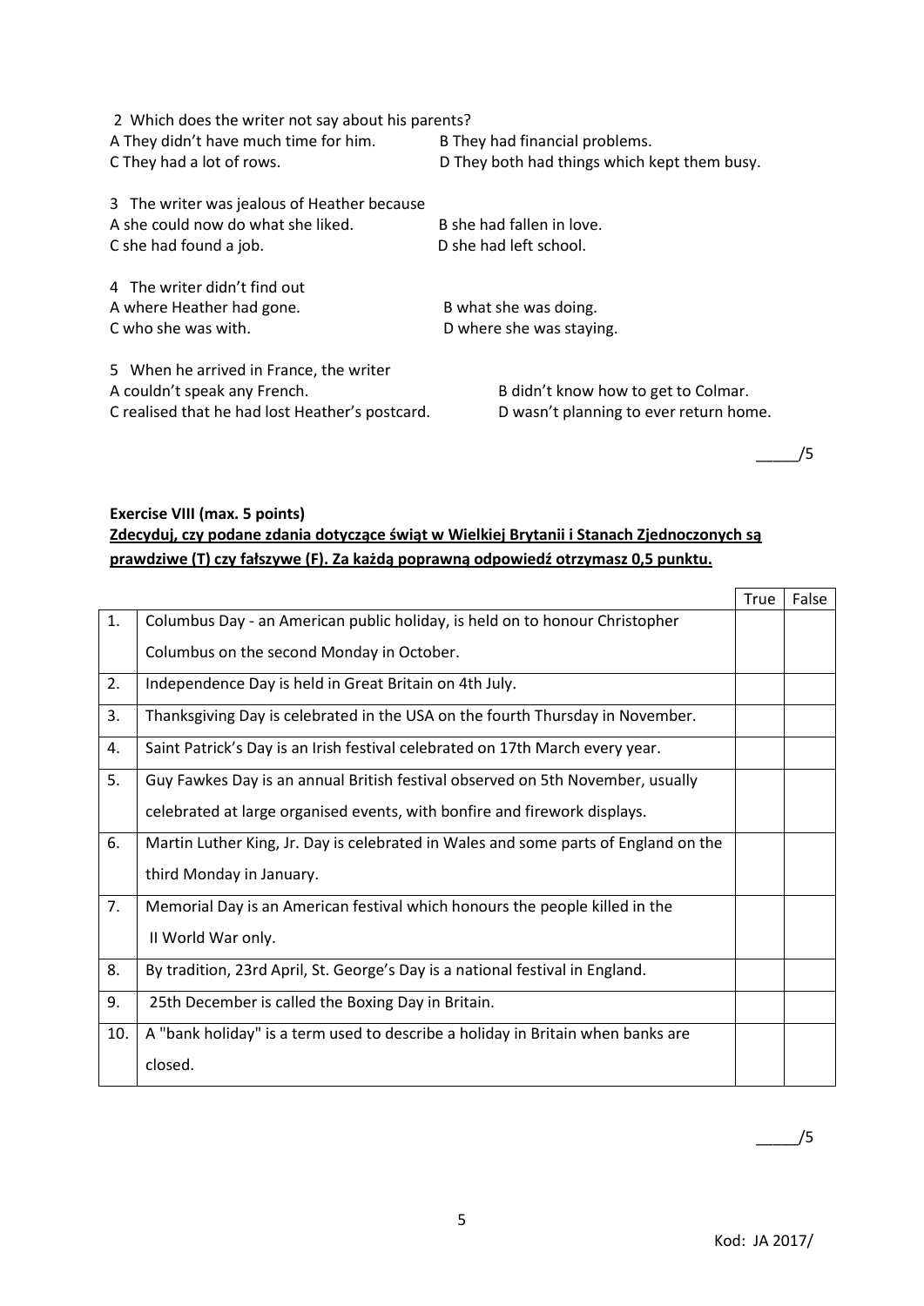2 Which does the writer not say about his parents?

A They didn't have much time for him. B They had financial problems.

C They had a lot of rows. D They both had things which kept them busy.

3 The writer was jealous of Heather because

A she could now do what she liked. B she had fallen in love.

C she had found a job. D she had left school.

4 The writer didn't find out

A where Heather had gone. B what she was doing.

C who she was with. D where she was staying.

5 When he arrived in France, the writer

A couldn't speak any French. B didn't know how to get to Colmar.

C realised that he had lost Heather's postcard. D wasn't planning to ever return home.

_____/5

**Exercise VIII (max. 5 points)**

**Zdecyduj, czy podane zdania dotyczące świąt w Wielkiej Brytanii i Stanach Zjednoczonych są prawdziwe (T) czy fałszywe (F). Za każdą poprawną odpowiedź otrzymasz 0,5 punktu.**

| | | True | False |
|---|---|---|---|
| 1. | Columbus Day - an American public holiday, is held on to honour Christopher Columbus on the second Monday in October. | | |
| 2. | Independence Day is held in Great Britain on 4th July. | | |
| 3. | Thanksgiving Day is celebrated in the USA on the fourth Thursday in November. | | |
| 4. | Saint Patrick's Day is an Irish festival celebrated on 17th March every year. | | |
| 5. | Guy Fawkes Day is an annual British festival observed on 5th November, usually celebrated at large organised events, with bonfire and firework displays. | | |
| 6. | Martin Luther King, Jr. Day is celebrated in Wales and some parts of England on the third Monday in January. | | |
| 7. | Memorial Day is an American festival which honours the people killed in the II World War only. | | |
| 8. | By tradition, 23rd April, St. George's Day is a national festival in England. | | |
| 9. | 25th December is called the Boxing Day in Britain. | | |
| 10. | A "bank holiday" is a term used to describe a holiday in Britain when banks are closed. | | |

_____/5

Kod: JA 2017/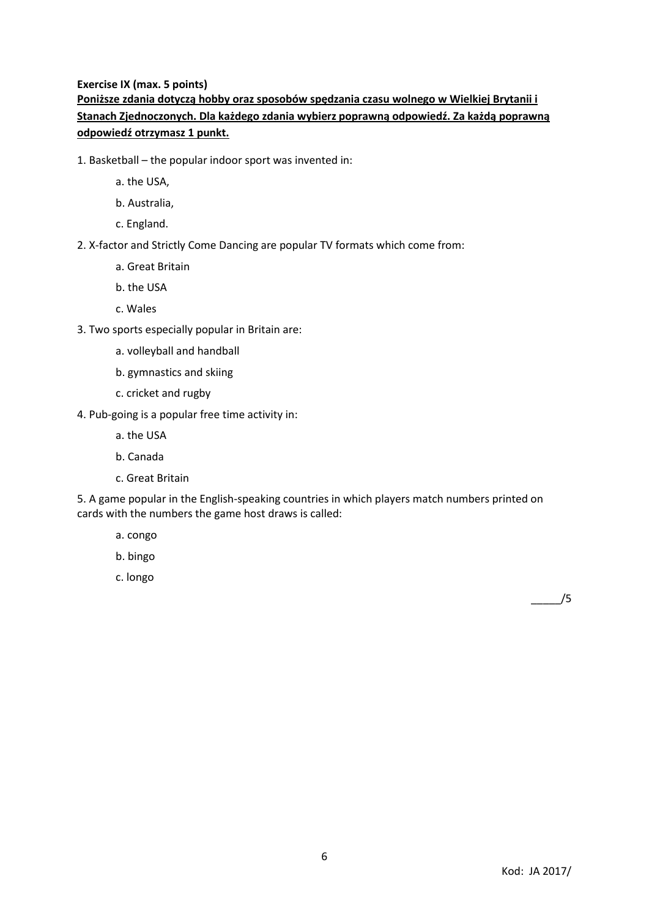**Exercise IX (max. 5 points)**

**<u>Poniższe zdania dotyczą hobby oraz sposobów spędzania czasu wolnego w Wielkiej Brytanii i Stanach Zjednoczonych. Dla każdego zdania wybierz poprawną odpowiedź. Za każdą poprawną odpowiedź otrzymasz 1 punkt.</u>**

1. Basketball – the popular indoor sport was invented in:

   a. the USA,

   b. Australia,

   c. England.

2. X-factor and Strictly Come Dancing are popular TV formats which come from:

   a. Great Britain

   b. the USA

   c. Wales

3. Two sports especially popular in Britain are:

   a. volleyball and handball

   b. gymnastics and skiing

   c. cricket and rugby

4. Pub-going is a popular free time activity in:

   a. the USA

   b. Canada

   c. Great Britain

5. A game popular in the English-speaking countries in which players match numbers printed on cards with the numbers the game host draws is called:

   a. congo

   b. bingo

   c. longo

_____/5

Kod: JA 2017/